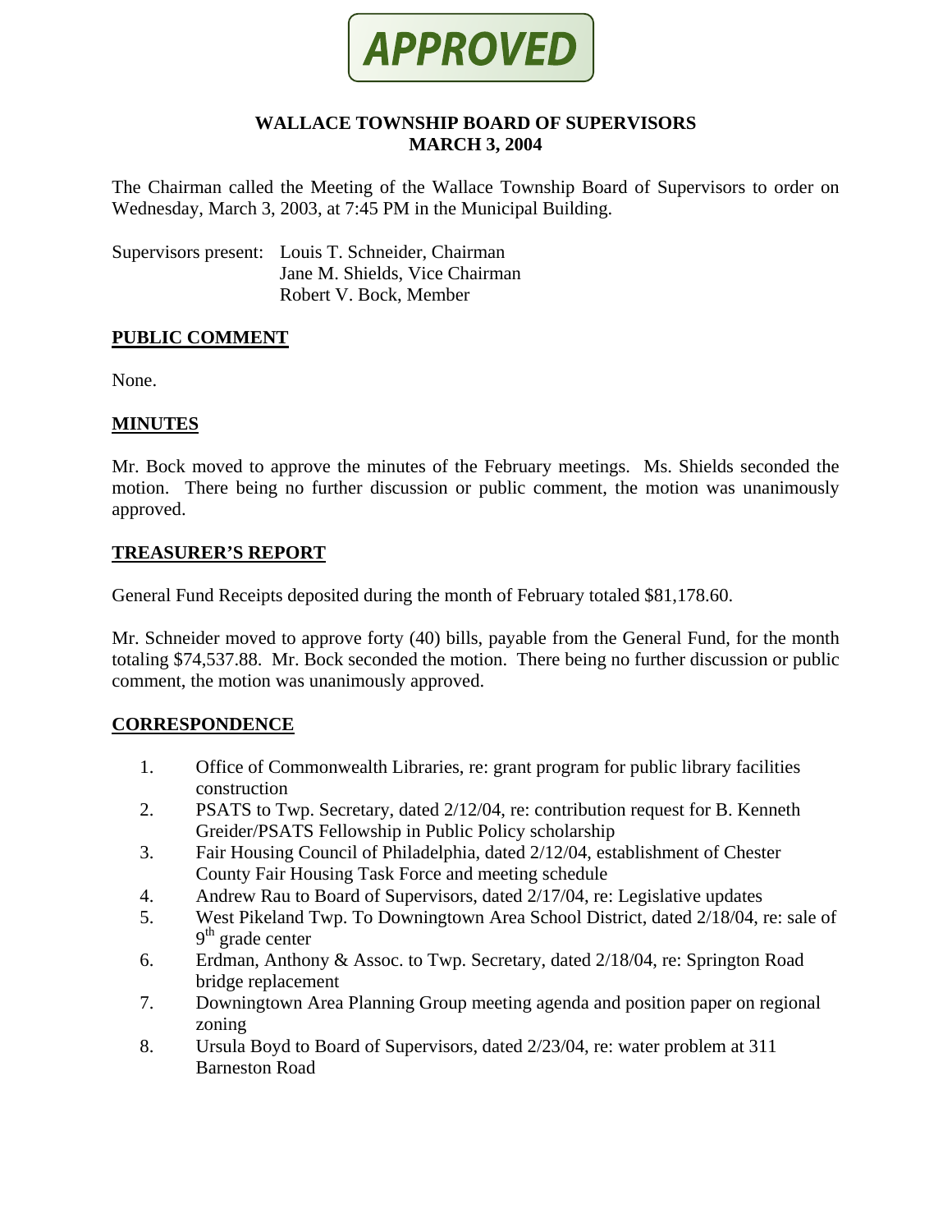**APPROVED**

# WALLACE TOWNSHIP BOARD OF SUPERVISORS
## MARCH 3, 2004

The Chairman called the Meeting of the Wallace Township Board of Supervisors to order on Wednesday, March 3, 2003, at 7:45 PM in the Municipal Building.

Supervisors present: Louis T. Schneider, Chairman
Jane M. Shields, Vice Chairman
Robert V. Bock, Member

## PUBLIC COMMENT

None.

## MINUTES

Mr. Bock moved to approve the minutes of the February meetings. Ms. Shields seconded the motion. There being no further discussion or public comment, the motion was unanimously approved.

## TREASURER'S REPORT

General Fund Receipts deposited during the month of February totaled $81,178.60.

Mr. Schneider moved to approve forty (40) bills, payable from the General Fund, for the month totaling $74,537.88. Mr. Bock seconded the motion. There being no further discussion or public comment, the motion was unanimously approved.

## CORRESPONDENCE

1. Office of Commonwealth Libraries, re: grant program for public library facilities construction
2. PSATS to Twp. Secretary, dated 2/12/04, re: contribution request for B. Kenneth Greider/PSATS Fellowship in Public Policy scholarship
3. Fair Housing Council of Philadelphia, dated 2/12/04, establishment of Chester County Fair Housing Task Force and meeting schedule
4. Andrew Rau to Board of Supervisors, dated 2/17/04, re: Legislative updates
5. West Pikeland Twp. To Downingtown Area School District, dated 2/18/04, re: sale of 9th grade center
6. Erdman, Anthony & Assoc. to Twp. Secretary, dated 2/18/04, re: Springton Road bridge replacement
7. Downingtown Area Planning Group meeting agenda and position paper on regional zoning
8. Ursula Boyd to Board of Supervisors, dated 2/23/04, re: water problem at 311 Barneston Road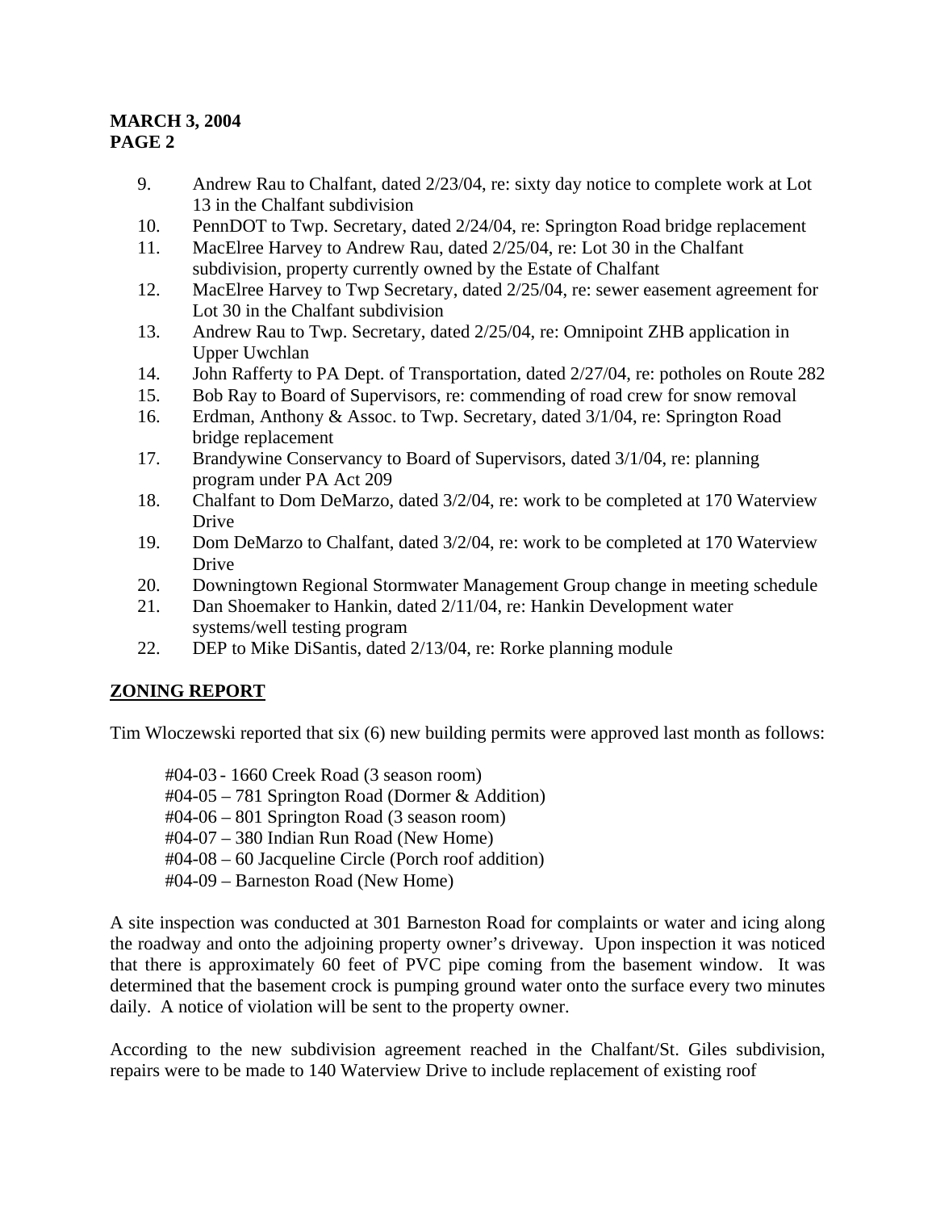**MARCH 3, 2004**
**PAGE 2**

9. Andrew Rau to Chalfant, dated 2/23/04, re: sixty day notice to complete work at Lot 13 in the Chalfant subdivision
10. PennDOT to Twp. Secretary, dated 2/24/04, re: Springton Road bridge replacement
11. MacElree Harvey to Andrew Rau, dated 2/25/04, re: Lot 30 in the Chalfant subdivision, property currently owned by the Estate of Chalfant
12. MacElree Harvey to Twp Secretary, dated 2/25/04, re: sewer easement agreement for Lot 30 in the Chalfant subdivision
13. Andrew Rau to Twp. Secretary, dated 2/25/04, re: Omnipoint ZHB application in Upper Uwchlan
14. John Rafferty to PA Dept. of Transportation, dated 2/27/04, re: potholes on Route 282
15. Bob Ray to Board of Supervisors, re: commending of road crew for snow removal
16. Erdman, Anthony & Assoc. to Twp. Secretary, dated 3/1/04, re: Springton Road bridge replacement
17. Brandywine Conservancy to Board of Supervisors, dated 3/1/04, re: planning program under PA Act 209
18. Chalfant to Dom DeMarzo, dated 3/2/04, re: work to be completed at 170 Waterview Drive
19. Dom DeMarzo to Chalfant, dated 3/2/04, re: work to be completed at 170 Waterview Drive
20. Downingtown Regional Stormwater Management Group change in meeting schedule
21. Dan Shoemaker to Hankin, dated 2/11/04, re: Hankin Development water systems/well testing program
22. DEP to Mike DiSantis, dated 2/13/04, re: Rorke planning module

## ZONING REPORT

Tim Wloczewski reported that six (6) new building permits were approved last month as follows:

#04-03 - 1660 Creek Road (3 season room)
#04-05 – 781 Springton Road (Dormer & Addition)
#04-06 – 801 Springton Road (3 season room)
#04-07 – 380 Indian Run Road (New Home)
#04-08 – 60 Jacqueline Circle (Porch roof addition)
#04-09 – Barneston Road (New Home)

A site inspection was conducted at 301 Barneston Road for complaints or water and icing along the roadway and onto the adjoining property owner's driveway. Upon inspection it was noticed that there is approximately 60 feet of PVC pipe coming from the basement window. It was determined that the basement crock is pumping ground water onto the surface every two minutes daily. A notice of violation will be sent to the property owner.

According to the new subdivision agreement reached in the Chalfant/St. Giles subdivision, repairs were to be made to 140 Waterview Drive to include replacement of existing roof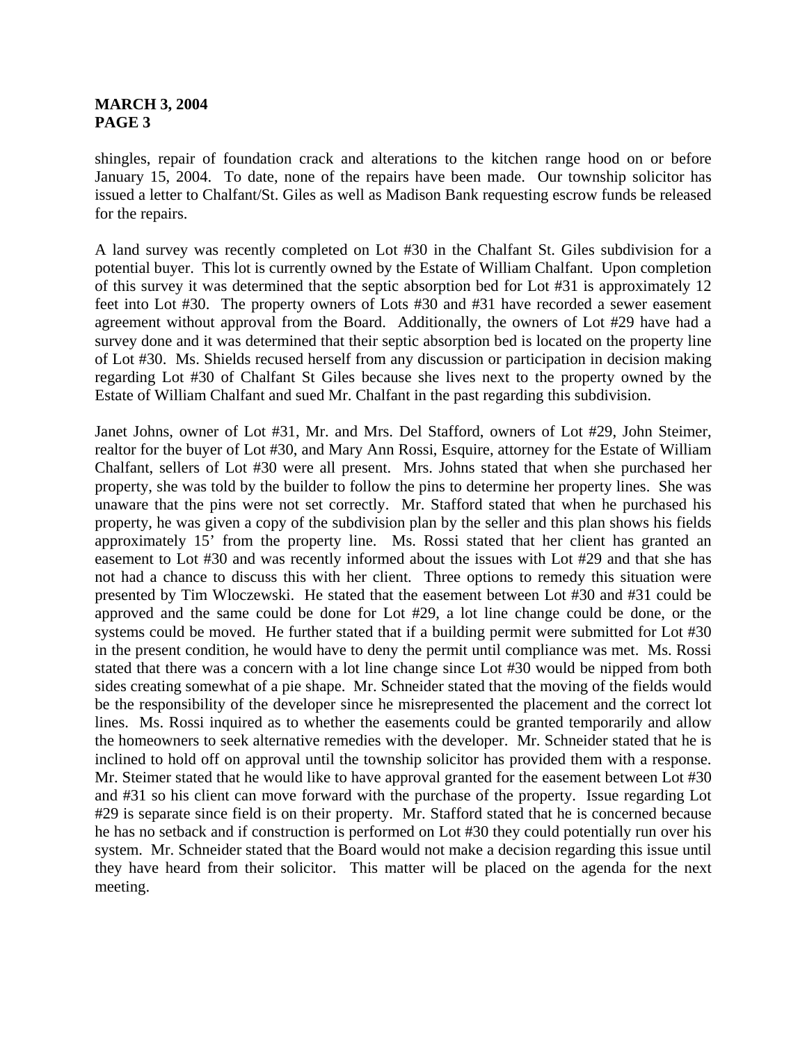shingles, repair of foundation crack and alterations to the kitchen range hood on or before January 15, 2004. To date, none of the repairs have been made. Our township solicitor has issued a letter to Chalfant/St. Giles as well as Madison Bank requesting escrow funds be released for the repairs.

A land survey was recently completed on Lot #30 in the Chalfant St. Giles subdivision for a potential buyer. This lot is currently owned by the Estate of William Chalfant. Upon completion of this survey it was determined that the septic absorption bed for Lot #31 is approximately 12 feet into Lot #30. The property owners of Lots #30 and #31 have recorded a sewer easement agreement without approval from the Board. Additionally, the owners of Lot #29 have had a survey done and it was determined that their septic absorption bed is located on the property line of Lot #30. Ms. Shields recused herself from any discussion or participation in decision making regarding Lot #30 of Chalfant St Giles because she lives next to the property owned by the Estate of William Chalfant and sued Mr. Chalfant in the past regarding this subdivision.

Janet Johns, owner of Lot #31, Mr. and Mrs. Del Stafford, owners of Lot #29, John Steimer, realtor for the buyer of Lot #30, and Mary Ann Rossi, Esquire, attorney for the Estate of William Chalfant, sellers of Lot #30 were all present. Mrs. Johns stated that when she purchased her property, she was told by the builder to follow the pins to determine her property lines. She was unaware that the pins were not set correctly. Mr. Stafford stated that when he purchased his property, he was given a copy of the subdivision plan by the seller and this plan shows his fields approximately 15' from the property line. Ms. Rossi stated that her client has granted an easement to Lot #30 and was recently informed about the issues with Lot #29 and that she has not had a chance to discuss this with her client. Three options to remedy this situation were presented by Tim Wloczewski. He stated that the easement between Lot #30 and #31 could be approved and the same could be done for Lot #29, a lot line change could be done, or the systems could be moved. He further stated that if a building permit were submitted for Lot #30 in the present condition, he would have to deny the permit until compliance was met. Ms. Rossi stated that there was a concern with a lot line change since Lot #30 would be nipped from both sides creating somewhat of a pie shape. Mr. Schneider stated that the moving of the fields would be the responsibility of the developer since he misrepresented the placement and the correct lot lines. Ms. Rossi inquired as to whether the easements could be granted temporarily and allow the homeowners to seek alternative remedies with the developer. Mr. Schneider stated that he is inclined to hold off on approval until the township solicitor has provided them with a response. Mr. Steimer stated that he would like to have approval granted for the easement between Lot #30 and #31 so his client can move forward with the purchase of the property. Issue regarding Lot #29 is separate since field is on their property. Mr. Stafford stated that he is concerned because he has no setback and if construction is performed on Lot #30 they could potentially run over his system. Mr. Schneider stated that the Board would not make a decision regarding this issue until they have heard from their solicitor. This matter will be placed on the agenda for the next meeting.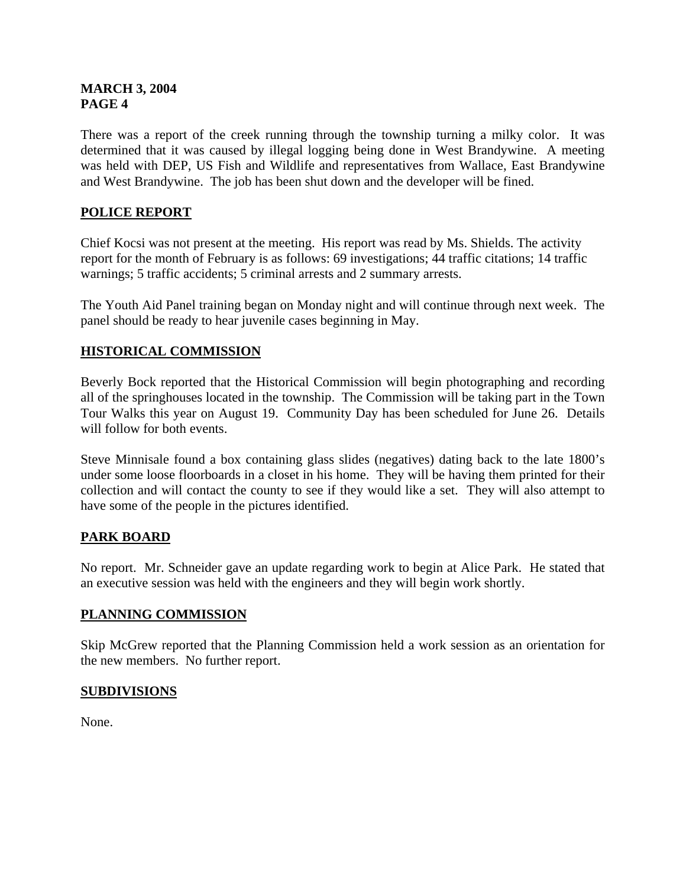There was a report of the creek running through the township turning a milky color. It was determined that it was caused by illegal logging being done in West Brandywine. A meeting was held with DEP, US Fish and Wildlife and representatives from Wallace, East Brandywine and West Brandywine. The job has been shut down and the developer will be fined.

## POLICE REPORT

Chief Kocsi was not present at the meeting. His report was read by Ms. Shields. The activity report for the month of February is as follows: 69 investigations; 44 traffic citations; 14 traffic warnings; 5 traffic accidents; 5 criminal arrests and 2 summary arrests.

The Youth Aid Panel training began on Monday night and will continue through next week. The panel should be ready to hear juvenile cases beginning in May.

## HISTORICAL COMMISSION

Beverly Bock reported that the Historical Commission will begin photographing and recording all of the springhouses located in the township. The Commission will be taking part in the Town Tour Walks this year on August 19. Community Day has been scheduled for June 26. Details will follow for both events.

Steve Minnisale found a box containing glass slides (negatives) dating back to the late 1800's under some loose floorboards in a closet in his home. They will be having them printed for their collection and will contact the county to see if they would like a set. They will also attempt to have some of the people in the pictures identified.

## PARK BOARD

No report. Mr. Schneider gave an update regarding work to begin at Alice Park. He stated that an executive session was held with the engineers and they will begin work shortly.

## PLANNING COMMISSION

Skip McGrew reported that the Planning Commission held a work session as an orientation for the new members. No further report.

## SUBDIVISIONS

None.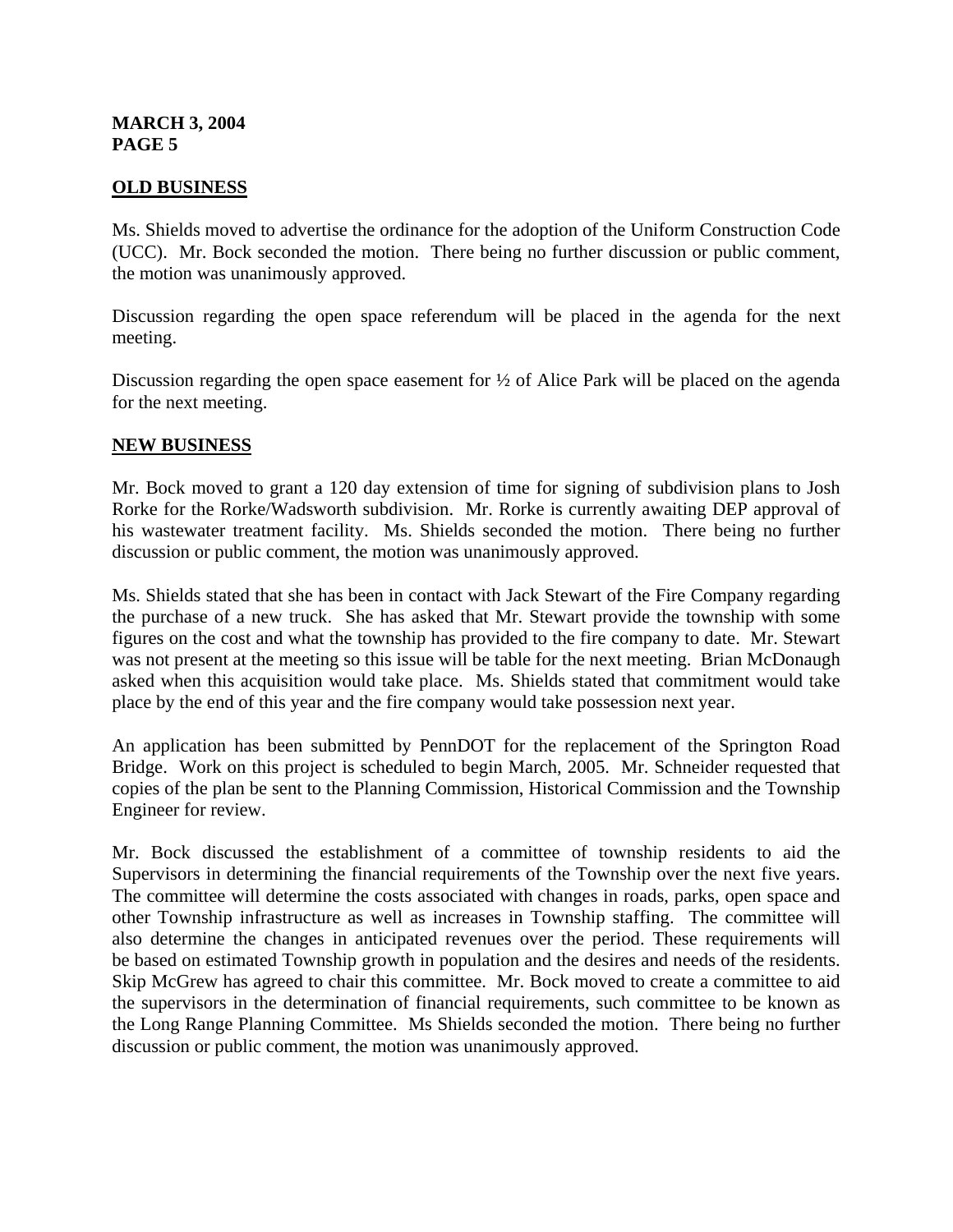## OLD BUSINESS

Ms. Shields moved to advertise the ordinance for the adoption of the Uniform Construction Code (UCC). Mr. Bock seconded the motion. There being no further discussion or public comment, the motion was unanimously approved.

Discussion regarding the open space referendum will be placed in the agenda for the next meeting.

Discussion regarding the open space easement for ½ of Alice Park will be placed on the agenda for the next meeting.

## NEW BUSINESS

Mr. Bock moved to grant a 120 day extension of time for signing of subdivision plans to Josh Rorke for the Rorke/Wadsworth subdivision. Mr. Rorke is currently awaiting DEP approval of his wastewater treatment facility. Ms. Shields seconded the motion. There being no further discussion or public comment, the motion was unanimously approved.

Ms. Shields stated that she has been in contact with Jack Stewart of the Fire Company regarding the purchase of a new truck. She has asked that Mr. Stewart provide the township with some figures on the cost and what the township has provided to the fire company to date. Mr. Stewart was not present at the meeting so this issue will be table for the next meeting. Brian McDonaugh asked when this acquisition would take place. Ms. Shields stated that commitment would take place by the end of this year and the fire company would take possession next year.

An application has been submitted by PennDOT for the replacement of the Springton Road Bridge. Work on this project is scheduled to begin March, 2005. Mr. Schneider requested that copies of the plan be sent to the Planning Commission, Historical Commission and the Township Engineer for review.

Mr. Bock discussed the establishment of a committee of township residents to aid the Supervisors in determining the financial requirements of the Township over the next five years. The committee will determine the costs associated with changes in roads, parks, open space and other Township infrastructure as well as increases in Township staffing. The committee will also determine the changes in anticipated revenues over the period. These requirements will be based on estimated Township growth in population and the desires and needs of the residents. Skip McGrew has agreed to chair this committee. Mr. Bock moved to create a committee to aid the supervisors in the determination of financial requirements, such committee to be known as the Long Range Planning Committee. Ms Shields seconded the motion. There being no further discussion or public comment, the motion was unanimously approved.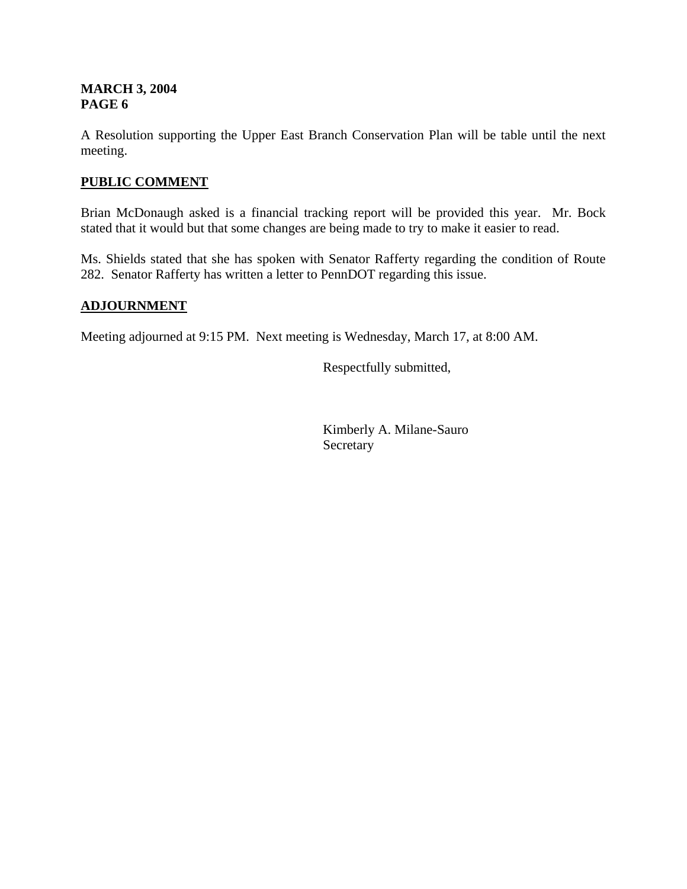A Resolution supporting the Upper East Branch Conservation Plan will be table until the next meeting.

## PUBLIC COMMENT

Brian McDonaugh asked is a financial tracking report will be provided this year. Mr. Bock stated that it would but that some changes are being made to try to make it easier to read.

Ms. Shields stated that she has spoken with Senator Rafferty regarding the condition of Route 282. Senator Rafferty has written a letter to PennDOT regarding this issue.

## ADJOURNMENT

Meeting adjourned at 9:15 PM. Next meeting is Wednesday, March 17, at 8:00 AM.

Respectfully submitted,

Kimberly A. Milane-Sauro
Secretary